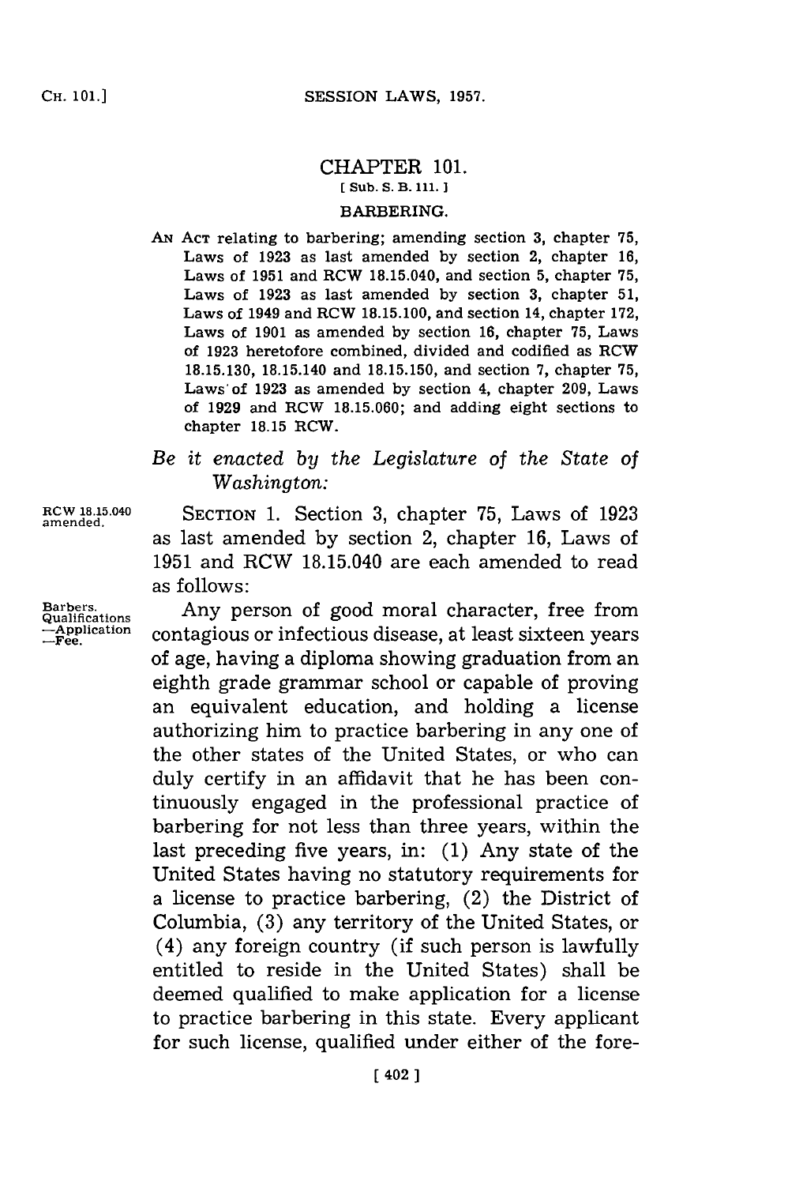# CHAPTER 101.

[ Sub. S. B. 111. ]

## BARBERING.

AN ACT relating to barbering; amending section 3, chapter 75, Laws of 1923 as last amended by section 2, chapter 16, Laws of 1951 and RCW 18.15.040, and section 5, chapter 75, Laws of 1923 as last amended by section 3, chapter 51, Laws of 1949 and RCW 18.15.100, and section 14, chapter 172, Laws of 1901 as amended by section 16, chapter 75, Laws of 1923 heretofore combined, divided and codified as RCW 18.15.130, 18.15.140 and 18.15.150, and section 7, chapter 75, Laws of 1923 as amended by section 4, chapter 209, Laws of 1929 and RCW 18.15.060; and adding eight sections to chapter 18.15 RCW.

*Be it enacted by the Legislature of the State of Washington:*

RCW 18.15.040 amended.

SECTION 1. Section 3, chapter 75, Laws of 1923 as last amended by section 2, chapter 16, Laws of 1951 and RCW 18.15.040 are each amended to read as follows:

Barbers. Qualifications —Application —Fee.

Any person of good moral character, free from contagious or infectious disease, at least sixteen years of age, having a diploma showing graduation from an eighth grade grammar school or capable of proving an equivalent education, and holding a license authorizing him to practice barbering in any one of the other states of the United States, or who can duly certify in an affidavit that he has been continuously engaged in the professional practice of barbering for not less than three years, within the last preceding five years, in: (1) Any state of the United States having no statutory requirements for a license to practice barbering, (2) the District of Columbia, (3) any territory of the United States, or (4) any foreign country (if such person is lawfully entitled to reside in the United States) shall be deemed qualified to make application for a license to practice barbering in this state. Every applicant for such license, qualified under either of the fore-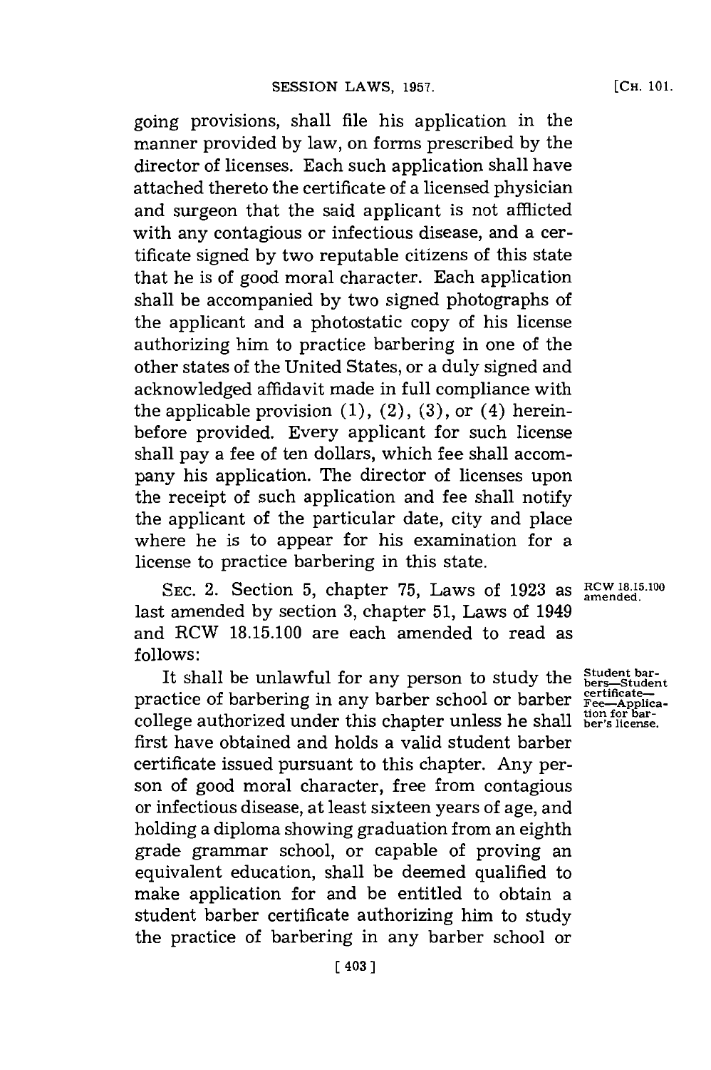going provisions, shall file his application in the manner provided by law, on forms prescribed by the director of licenses. Each such application shall have attached thereto the certificate of a licensed physician and surgeon that the said applicant is not afflicted with any contagious or infectious disease, and a certificate signed by two reputable citizens of this state that he is of good moral character. Each application shall be accompanied by two signed photographs of the applicant and a photostatic copy of his license authorizing him to practice barbering in one of the other states of the United States, or a duly signed and acknowledged affidavit made in full compliance with the applicable provision (1), (2), (3), or (4) hereinbefore provided. Every applicant for such license shall pay a fee of ten dollars, which fee shall accompany his application. The director of licenses upon the receipt of such application and fee shall notify the applicant of the particular date, city and place where he is to appear for his examination for a license to practice barbering in this state.

SEC. 2. Section 5, chapter 75, Laws of 1923 as last amended by section 3, chapter 51, Laws of 1949 and RCW 18.15.100 are each amended to read as follows:

RCW 18.15.100 amended.

It shall be unlawful for any person to study the practice of barbering in any barber school or barber college authorized under this chapter unless he shall first have obtained and holds a valid student barber certificate issued pursuant to this chapter. Any person of good moral character, free from contagious or infectious disease, at least sixteen years of age, and holding a diploma showing graduation from an eighth grade grammar school, or capable of proving an equivalent education, shall be deemed qualified to make application for and be entitled to obtain a student barber certificate authorizing him to study the practice of barbering in any barber school or

Student barbers—Student certificate—Fee—Application for barber's license.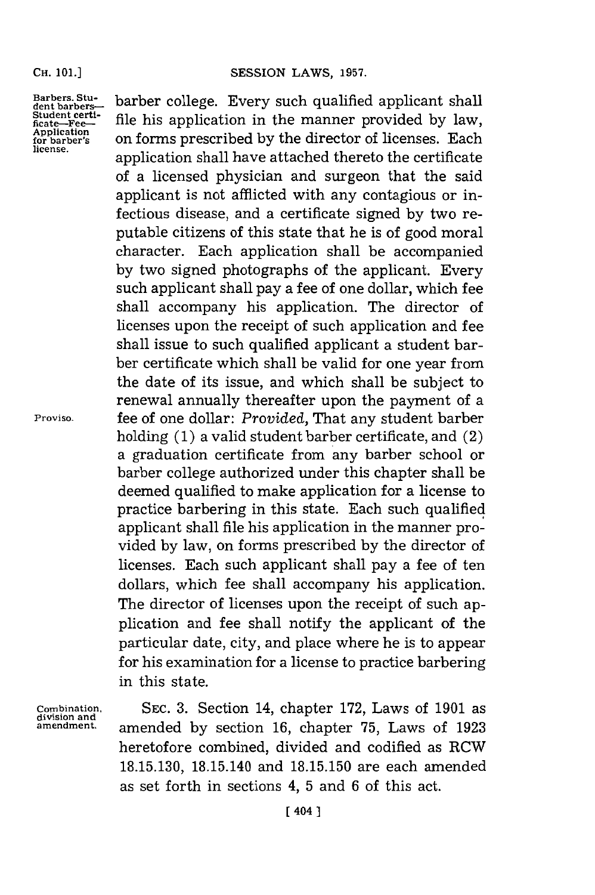Barbers. Student barbers—Student certificate—Fee—Application for barber's license.

barber college. Every such qualified applicant shall file his application in the manner provided by law, on forms prescribed by the director of licenses. Each application shall have attached thereto the certificate of a licensed physician and surgeon that the said applicant is not afflicted with any contagious or infectious disease, and a certificate signed by two reputable citizens of this state that he is of good moral character. Each application shall be accompanied by two signed photographs of the applicant. Every such applicant shall pay a fee of one dollar, which fee shall accompany his application. The director of licenses upon the receipt of such application and fee shall issue to such qualified applicant a student barber certificate which shall be valid for one year from the date of its issue, and which shall be subject to renewal annually thereafter upon the payment of a fee of one dollar: *Provided*, That any student barber holding (1) a valid student barber certificate, and (2) a graduation certificate from any barber school or barber college authorized under this chapter shall be deemed qualified to make application for a license to practice barbering in this state. Each such qualified applicant shall file his application in the manner provided by law, on forms prescribed by the director of licenses. Each such applicant shall pay a fee of ten dollars, which fee shall accompany his application. The director of licenses upon the receipt of such application and fee shall notify the applicant of the particular date, city, and place where he is to appear for his examination for a license to practice barbering in this state.

Proviso.

Combination, division and amendment.

SEC. 3. Section 14, chapter 172, Laws of 1901 as amended by section 16, chapter 75, Laws of 1923 heretofore combined, divided and codified as RCW 18.15.130, 18.15.140 and 18.15.150 are each amended as set forth in sections 4, 5 and 6 of this act.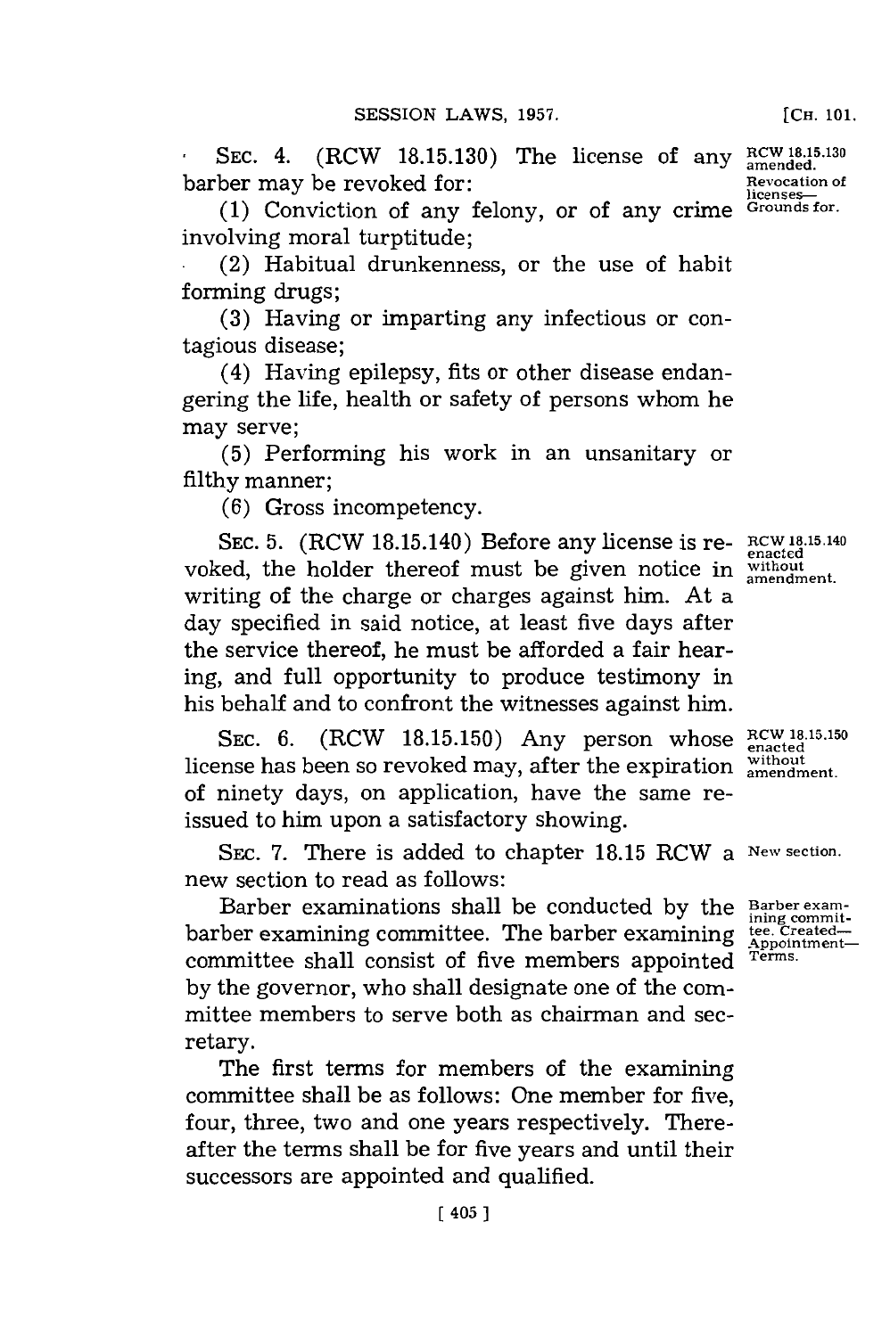SEC. 4. (RCW 18.15.130) The license of any barber may be revoked for:

RCW 18.15.130 amended. Revocation of licenses—Grounds for.

(1) Conviction of any felony, or of any crime involving moral turptitude;

(2) Habitual drunkenness, or the use of habit forming drugs;

(3) Having or imparting any infectious or contagious disease;

(4) Having epilepsy, fits or other disease endangering the life, health or safety of persons whom he may serve;

(5) Performing his work in an unsanitary or filthy manner;

(6) Gross incompetency.

SEC. 5. (RCW 18.15.140) Before any license is revoked, the holder thereof must be given notice in writing of the charge or charges against him. At a day specified in said notice, at least five days after the service thereof, he must be afforded a fair hearing, and full opportunity to produce testimony in his behalf and to confront the witnesses against him.

RCW 18.15.140 enacted without amendment.

SEC. 6. (RCW 18.15.150) Any person whose license has been so revoked may, after the expiration of ninety days, on application, have the same reissued to him upon a satisfactory showing.

RCW 18.15.150 enacted without amendment.

SEC. 7. There is added to chapter 18.15 RCW a new section to read as follows:

New section.

Barber examinations shall be conducted by the barber examining committee. The barber examining committee shall consist of five members appointed by the governor, who shall designate one of the committee members to serve both as chairman and secretary.

Barber examining committee. Created—Appointment—Terms.

The first terms for members of the examining committee shall be as follows: One member for five, four, three, two and one years respectively. Thereafter the terms shall be for five years and until their successors are appointed and qualified.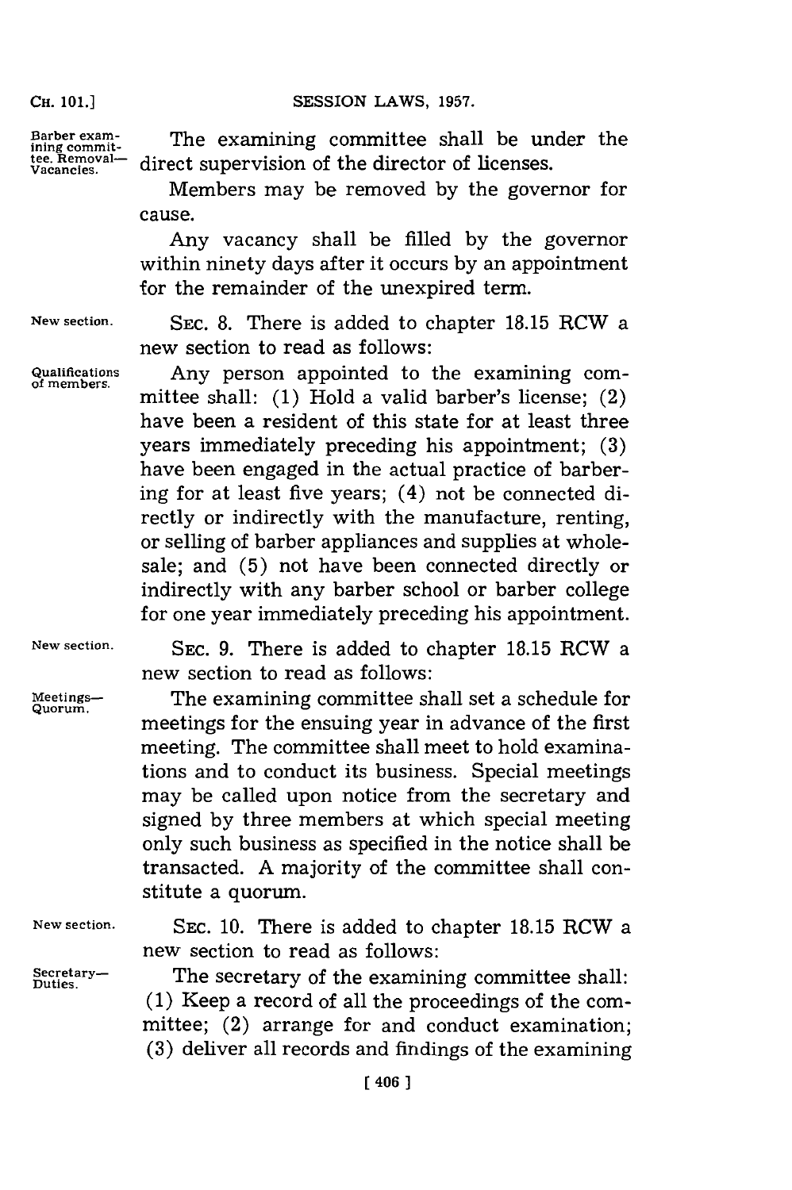Barber examining committee. Removal—Vacancies.

The examining committee shall be under the direct supervision of the director of licenses.

Members may be removed by the governor for cause.

Any vacancy shall be filled by the governor within ninety days after it occurs by an appointment for the remainder of the unexpired term.

New section.

SEC. 8. There is added to chapter 18.15 RCW a new section to read as follows:

Qualifications of members.

Any person appointed to the examining committee shall: (1) Hold a valid barber's license; (2) have been a resident of this state for at least three years immediately preceding his appointment; (3) have been engaged in the actual practice of barbering for at least five years; (4) not be connected directly or indirectly with the manufacture, renting, or selling of barber appliances and supplies at wholesale; and (5) not have been connected directly or indirectly with any barber school or barber college for one year immediately preceding his appointment.

New section.

SEC. 9. There is added to chapter 18.15 RCW a new section to read as follows:

Meetings—Quorum.

The examining committee shall set a schedule for meetings for the ensuing year in advance of the first meeting. The committee shall meet to hold examinations and to conduct its business. Special meetings may be called upon notice from the secretary and signed by three members at which special meeting only such business as specified in the notice shall be transacted. A majority of the committee shall constitute a quorum.

New section.

SEC. 10. There is added to chapter 18.15 RCW a new section to read as follows:

Secretary—Duties.

The secretary of the examining committee shall: (1) Keep a record of all the proceedings of the committee; (2) arrange for and conduct examination; (3) deliver all records and findings of the examining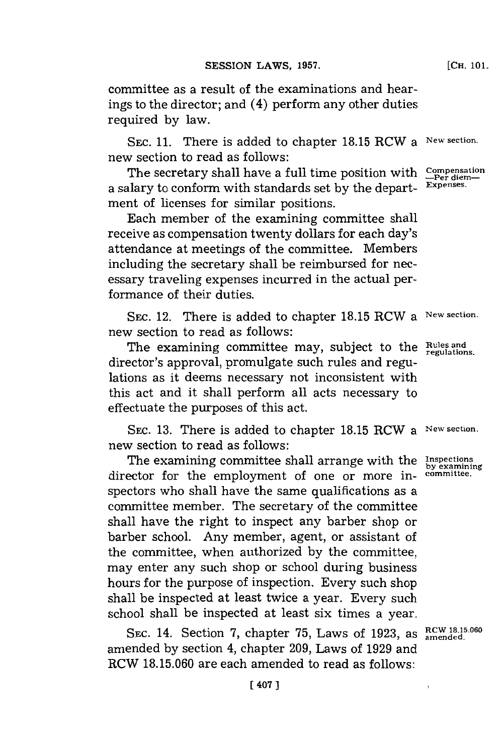committee as a result of the examinations and hearings to the director; and (4) perform any other duties required by law.

SEC. 11. There is added to chapter 18.15 RCW a new section to read as follows: *New section.*

*Compensation—Per diem—Expenses.*

The secretary shall have a full time position with a salary to conform with standards set by the department of licenses for similar positions.

Each member of the examining committee shall receive as compensation twenty dollars for each day's attendance at meetings of the committee. Members including the secretary shall be reimbursed for necessary traveling expenses incurred in the actual performance of their duties.

SEC. 12. There is added to chapter 18.15 RCW a new section to read as follows: *New section.*

*Rules and regulations.*

The examining committee may, subject to the director's approval, promulgate such rules and regulations as it deems necessary not inconsistent with this act and it shall perform all acts necessary to effectuate the purposes of this act.

SEC. 13. There is added to chapter 18.15 RCW a new section to read as follows: *New section.*

*Inspections by examining committee.*

The examining committee shall arrange with the director for the employment of one or more inspectors who shall have the same qualifications as a committee member. The secretary of the committee shall have the right to inspect any barber shop or barber school. Any member, agent, or assistant of the committee, when authorized by the committee, may enter any such shop or school during business hours for the purpose of inspection. Every such shop shall be inspected at least twice a year. Every such school shall be inspected at least six times a year.

SEC. 14. Section 7, chapter 75, Laws of 1923, as amended by section 4, chapter 209, Laws of 1929 and RCW 18.15.060 are each amended to read as follows: *RCW 18.15.060 amended.*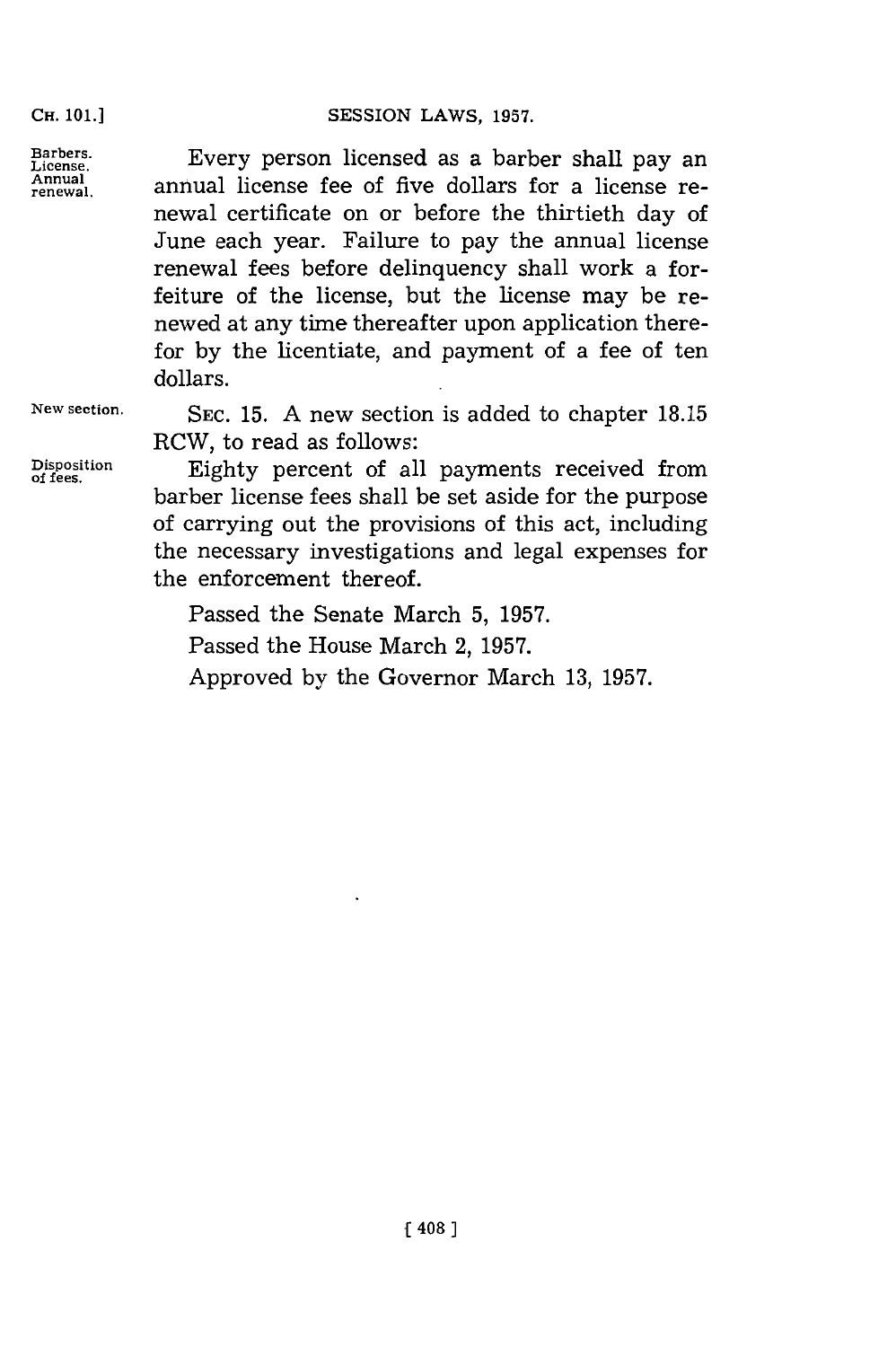Barbers. License. Annual renewal.

Every person licensed as a barber shall pay an annual license fee of five dollars for a license renewal certificate on or before the thirtieth day of June each year. Failure to pay the annual license renewal fees before delinquency shall work a forfeiture of the license, but the license may be renewed at any time thereafter upon application therefor by the licentiate, and payment of a fee of ten dollars.

New section.

SEC. 15. A new section is added to chapter 18.15 RCW, to read as follows:

Disposition of fees.

Eighty percent of all payments received from barber license fees shall be set aside for the purpose of carrying out the provisions of this act, including the necessary investigations and legal expenses for the enforcement thereof.

Passed the Senate March 5, 1957.

Passed the House March 2, 1957.

Approved by the Governor March 13, 1957.